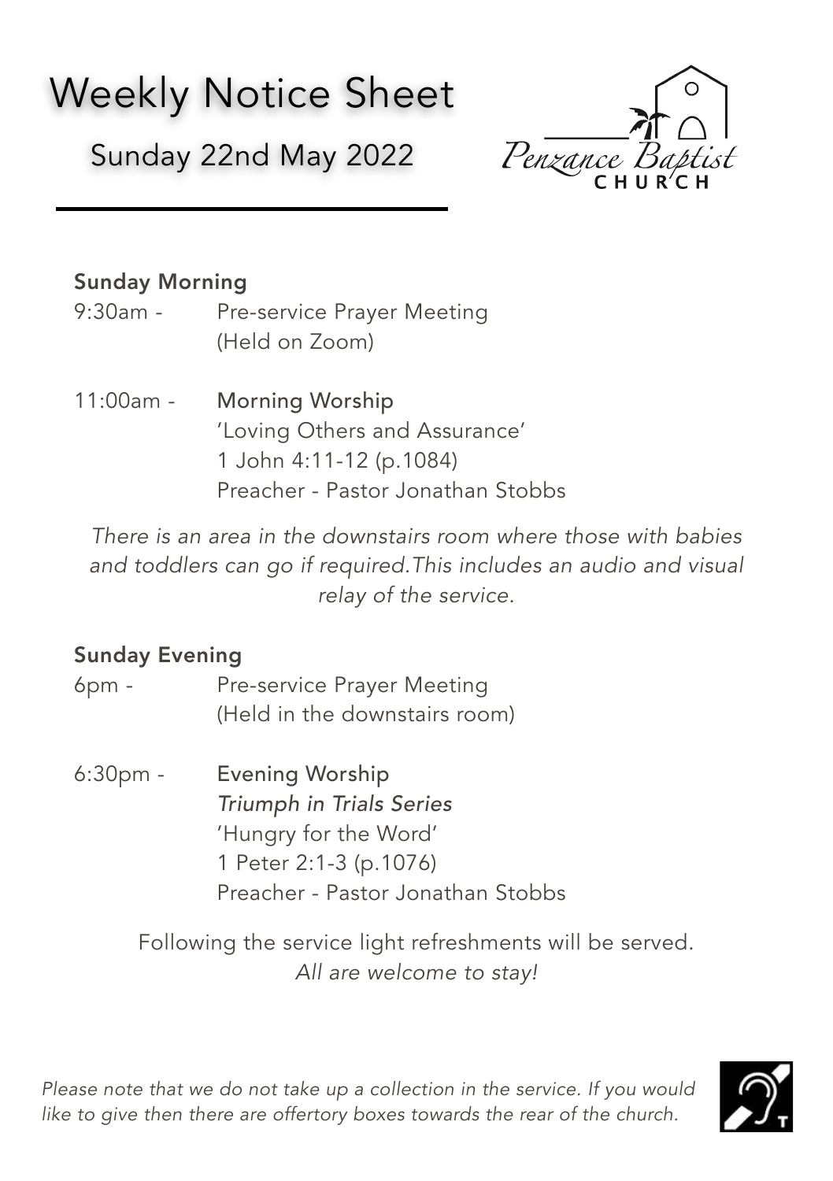# Weekly Notice Sheet

## Sunday 22nd May 2022

Penzance Baptist CHURCH

### Sunday Morning

9:30am - Pre-service Prayer Meeting
(Held on Zoom)

11:00am - **Morning Worship**
'Loving Others and Assurance'
1 John 4:11-12 (p.1084)
Preacher - Pastor Jonathan Stobbs

*There is an area in the downstairs room where those with babies and toddlers can go if required.This includes an audio and visual relay of the service.*

### Sunday Evening

6pm - Pre-service Prayer Meeting
(Held in the downstairs room)

6:30pm - **Evening Worship**
*Triumph in Trials Series*
'Hungry for the Word'
1 Peter 2:1-3 (p.1076)
Preacher - Pastor Jonathan Stobbs

Following the service light refreshments will be served.
*All are welcome to stay!*

*Please note that we do not take up a collection in the service. If you would like to give then there are offertory boxes towards the rear of the church.*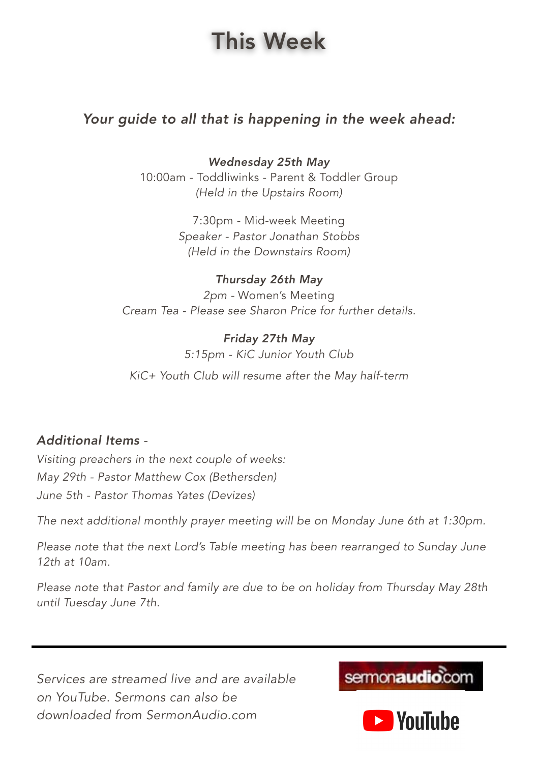# This Week

***Your guide to all that is happening in the week ahead:***

***Wednesday 25th May***

10:00am - Toddliwinks - Parent & Toddler Group

*(Held in the Upstairs Room)*

7:30pm - Mid-week Meeting

*Speaker - Pastor Jonathan Stobbs*

*(Held in the Downstairs Room)*

***Thursday 26th May***

*2pm* - Women's Meeting

*Cream Tea - Please see Sharon Price for further details.*

***Friday 27th May***

*5:15pm - KiC Junior Youth Club*

*KiC+ Youth Club will resume after the May half-term*

***Additional Items*** -

*Visiting preachers in the next couple of weeks:*

*May 29th - Pastor Matthew Cox (Bethersden)*

*June 5th - Pastor Thomas Yates (Devizes)*

*The next additional monthly prayer meeting will be on Monday June 6th at 1:30pm.*

*Please note that the next Lord's Table meeting has been rearranged to Sunday June 12th at 10am.*

*Please note that Pastor and family are due to be on holiday from Thursday May 28th until Tuesday June 7th.*

---

*Services are streamed live and are available on YouTube. Sermons can also be downloaded from SermonAudio.com*

sermonaudio.com

YouTube